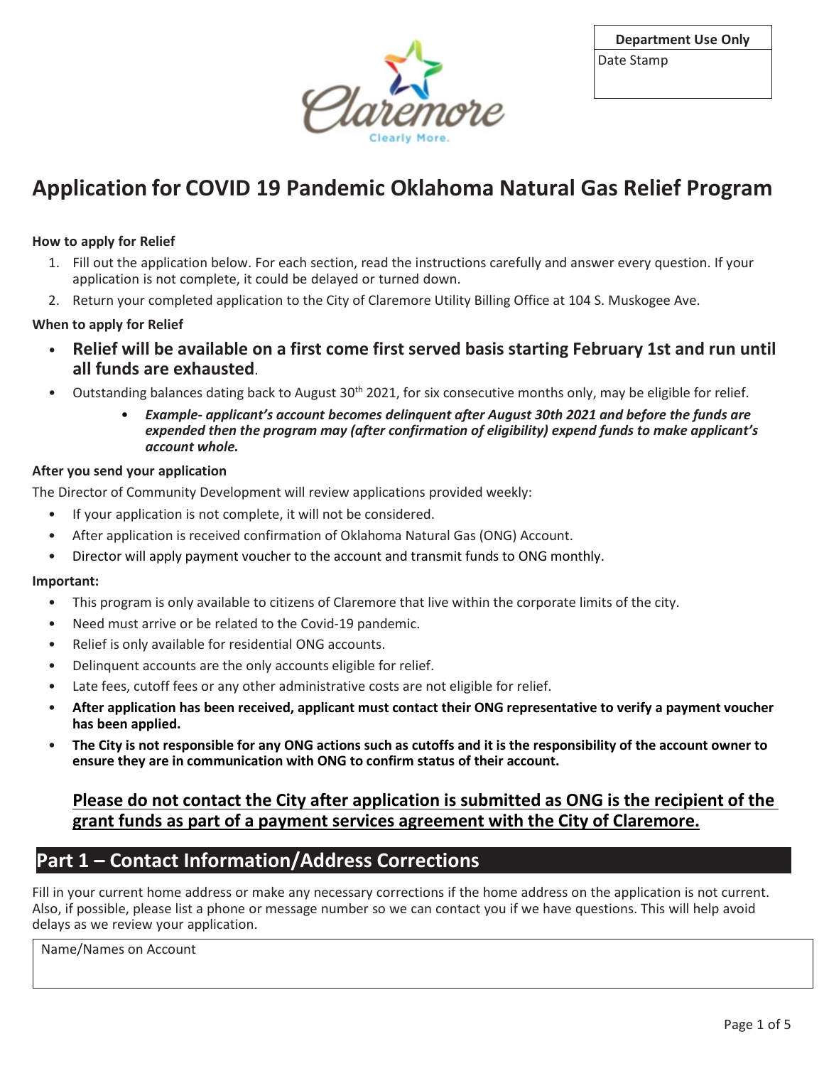| Department Use Only |
| --- |
| Date Stamp |

# Application for COVID 19 Pandemic Oklahoma Natural Gas Relief Program

**How to apply for Relief**

1. Fill out the application below. For each section, read the instructions carefully and answer every question. If your application is not complete, it could be delayed or turned down.
2. Return your completed application to the City of Claremore Utility Billing Office at 104 S. Muskogee Ave.

**When to apply for Relief**

- **Relief will be available on a first come first served basis starting February 1st and run until all funds are exhausted**.
- Outstanding balances dating back to August 30th 2021, for six consecutive months only, may be eligible for relief.
  - ***Example- applicant's account becomes delinquent after August 30th 2021 and before the funds are expended then the program may (after confirmation of eligibility) expend funds to make applicant's account whole.***

**After you send your application**

The Director of Community Development will review applications provided weekly:

- If your application is not complete, it will not be considered.
- After application is received confirmation of Oklahoma Natural Gas (ONG) Account.
- Director will apply payment voucher to the account and transmit funds to ONG monthly.

**Important:**

- This program is only available to citizens of Claremore that live within the corporate limits of the city.
- Need must arrive or be related to the Covid-19 pandemic.
- Relief is only available for residential ONG accounts.
- Delinquent accounts are the only accounts eligible for relief.
- Late fees, cutoff fees or any other administrative costs are not eligible for relief.
- **After application has been received, applicant must contact their ONG representative to verify a payment voucher has been applied.**
- **The City is not responsible for any ONG actions such as cutoffs and it is the responsibility of the account owner to ensure they are in communication with ONG to confirm status of their account.**

**Please do not contact the City after application is submitted as ONG is the recipient of the grant funds as part of a payment services agreement with the City of Claremore.**

## Part 1 – Contact Information/Address Corrections

Fill in your current home address or make any necessary corrections if the home address on the application is not current. Also, if possible, please list a phone or message number so we can contact you if we have questions. This will help avoid delays as we review your application.

| Name/Names on Account |
| --- |
| |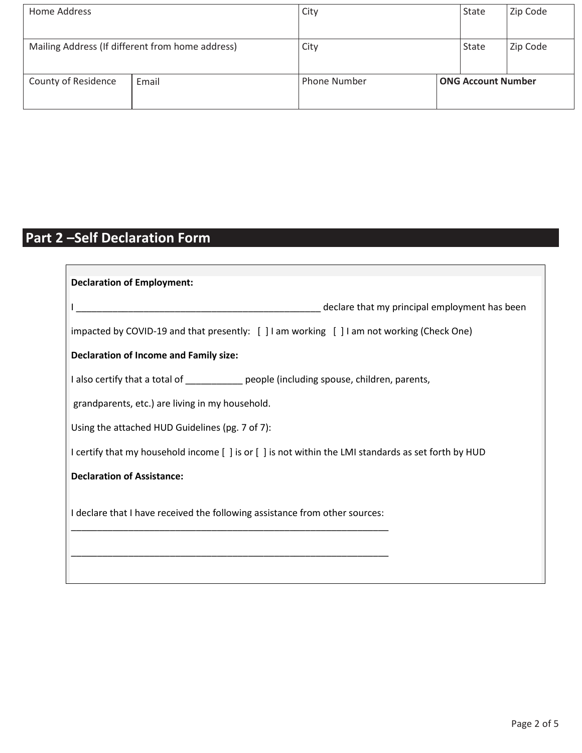| Home Address | | City | | State | Zip Code |
|---|---|---|---|---|---|
| Mailing Address (If different from home address) | | City | | State | Zip Code |
| County of Residence | Email | Phone Number | **ONG Account Number** | | |

## Part 2 –Self Declaration Form

**Declaration of Employment:**

I ______________________________________________ declare that my principal employment has been impacted by COVID-19 and that presently: [ ] I am working [ ] I am not working (Check One)

**Declaration of Income and Family size:**

I also certify that a total of __________ people (including spouse, children, parents, grandparents, etc.) are living in my household.

Using the attached HUD Guidelines (pg. 7 of 7):

I certify that my household income [ ] is or [ ] is not within the LMI standards as set forth by HUD

**Declaration of Assistance:**

I declare that I have received the following assistance from other sources:

_____________________________________________________________

_____________________________________________________________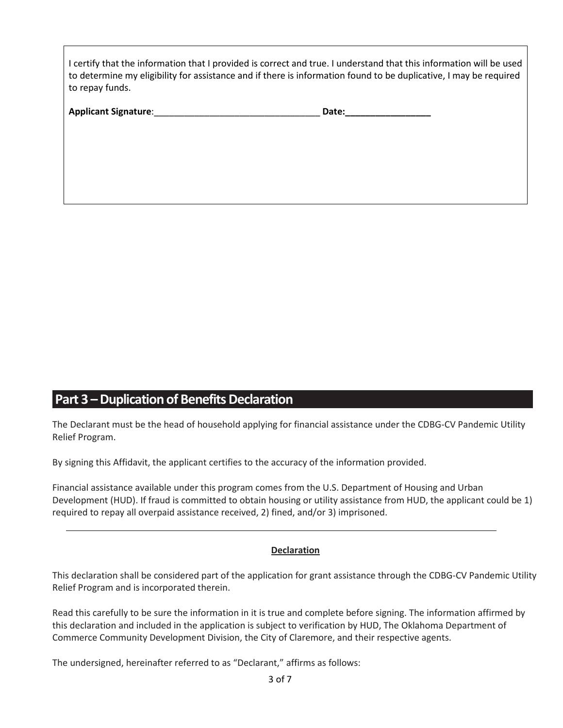I certify that the information that I provided is correct and true. I understand that this information will be used to determine my eligibility for assistance and if there is information found to be duplicative, I may be required to repay funds.

**Applicant Signature**:_________________________________ **Date:_________________**

## Part 3 – Duplication of Benefits Declaration

The Declarant must be the head of household applying for financial assistance under the CDBG-CV Pandemic Utility Relief Program.

By signing this Affidavit, the applicant certifies to the accuracy of the information provided.

Financial assistance available under this program comes from the U.S. Department of Housing and Urban Development (HUD). If fraud is committed to obtain housing or utility assistance from HUD, the applicant could be 1) required to repay all overpaid assistance received, 2) fined, and/or 3) imprisoned.

---

**Declaration**

This declaration shall be considered part of the application for grant assistance through the CDBG-CV Pandemic Utility Relief Program and is incorporated therein.

Read this carefully to be sure the information in it is true and complete before signing. The information affirmed by this declaration and included in the application is subject to verification by HUD, The Oklahoma Department of Commerce Community Development Division, the City of Claremore, and their respective agents.

The undersigned, hereinafter referred to as "Declarant," affirms as follows: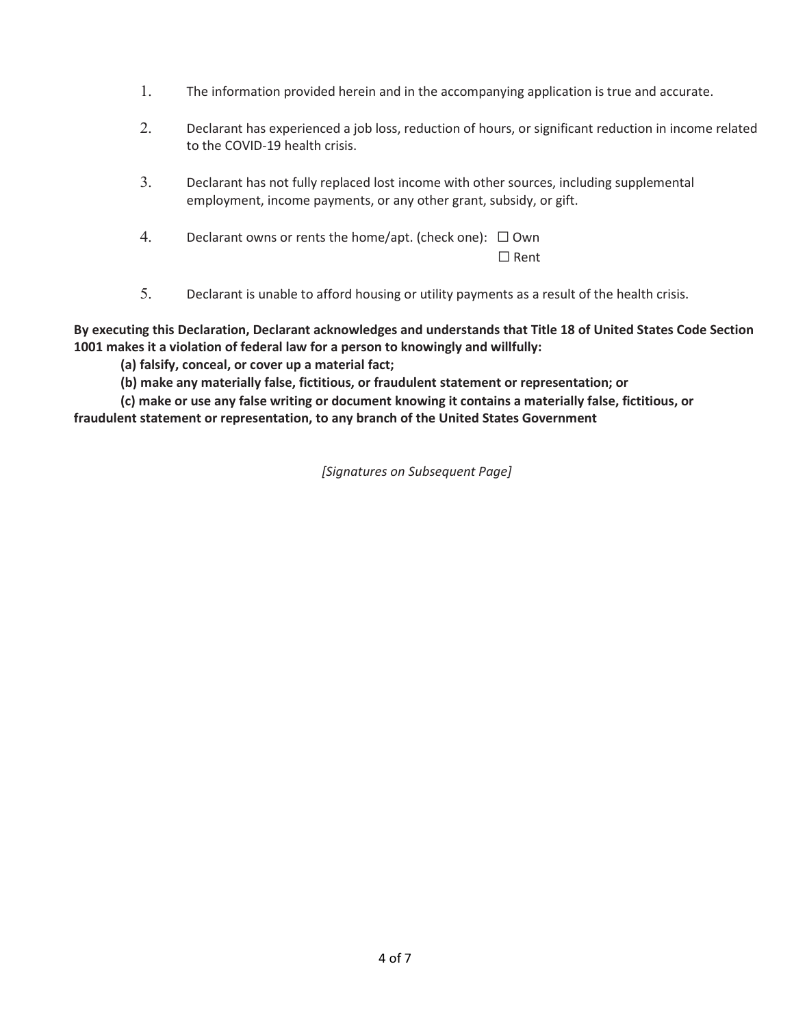1. The information provided herein and in the accompanying application is true and accurate.

2. Declarant has experienced a job loss, reduction of hours, or significant reduction in income related to the COVID-19 health crisis.

3. Declarant has not fully replaced lost income with other sources, including supplemental employment, income payments, or any other grant, subsidy, or gift.

4. Declarant owns or rents the home/apt. (check one): ☐ Own
   ☐ Rent

5. Declarant is unable to afford housing or utility payments as a result of the health crisis.

**By executing this Declaration, Declarant acknowledges and understands that Title 18 of United States Code Section 1001 makes it a violation of federal law for a person to knowingly and willfully:**

**(a) falsify, conceal, or cover up a material fact;**

**(b) make any materially false, fictitious, or fraudulent statement or representation; or**

**(c) make or use any false writing or document knowing it contains a materially false, fictitious, or fraudulent statement or representation, to any branch of the United States Government**

*[Signatures on Subsequent Page]*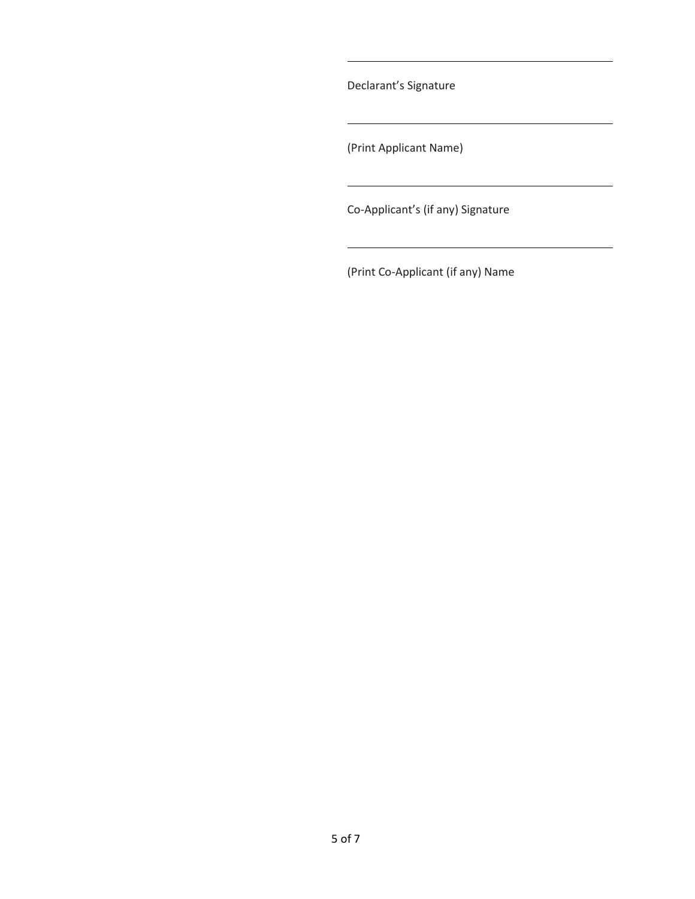\_\_\_\_\_\_\_\_\_\_\_\_\_\_\_\_\_\_\_\_\_\_\_\_\_\_\_\_\_\_\_\_\_\_\_\_

Declarant’s Signature

\_\_\_\_\_\_\_\_\_\_\_\_\_\_\_\_\_\_\_\_\_\_\_\_\_\_\_\_\_\_\_\_\_\_\_\_

(Print Applicant Name)

\_\_\_\_\_\_\_\_\_\_\_\_\_\_\_\_\_\_\_\_\_\_\_\_\_\_\_\_\_\_\_\_\_\_\_\_

Co-Applicant’s (if any) Signature

\_\_\_\_\_\_\_\_\_\_\_\_\_\_\_\_\_\_\_\_\_\_\_\_\_\_\_\_\_\_\_\_\_\_\_\_

(Print Co-Applicant (if any) Name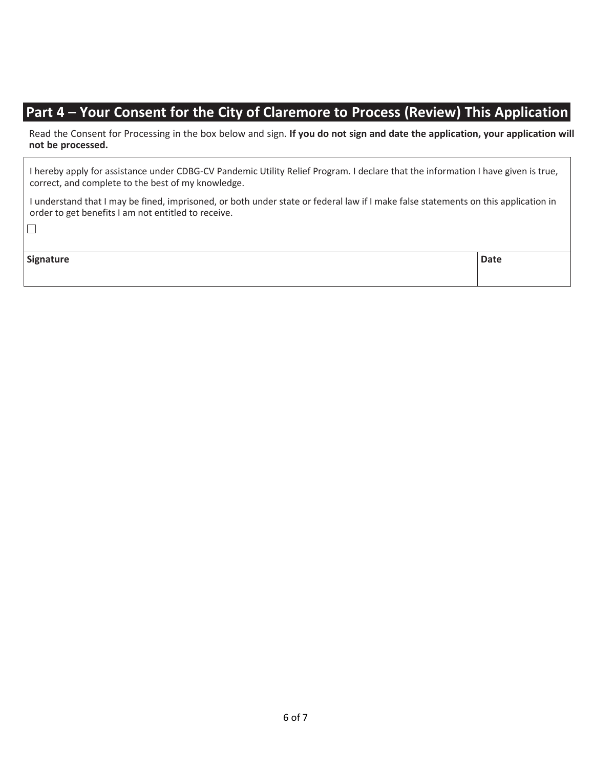## Part 4 – Your Consent for the City of Claremore to Process (Review) This Application

Read the Consent for Processing in the box below and sign. **If you do not sign and date the application, your application will not be processed.**

I hereby apply for assistance under CDBG-CV Pandemic Utility Relief Program. I declare that the information I have given is true, correct, and complete to the best of my knowledge.

I understand that I may be fined, imprisoned, or both under state or federal law if I make false statements on this application in order to get benefits I am not entitled to receive.

☐

| **Signature** | **Date** |
|---|---|
| | |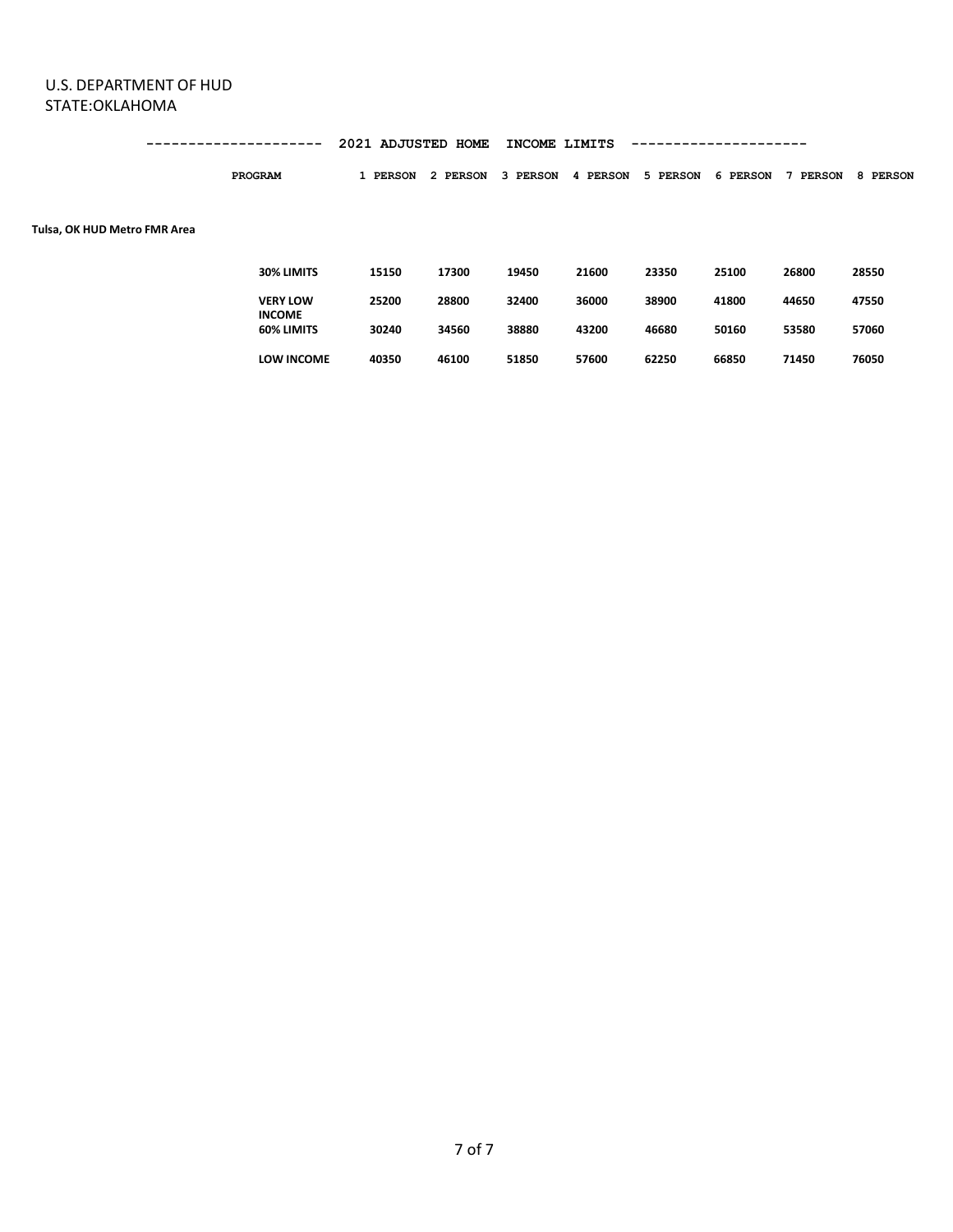U.S. DEPARTMENT OF HUD
STATE:OKLAHOMA

## -------------------- 2021 ADJUSTED HOME INCOME LIMITS --------------------

**Tulsa, OK HUD Metro FMR Area**

| PROGRAM | 1 PERSON | 2 PERSON | 3 PERSON | 4 PERSON | 5 PERSON | 6 PERSON | 7 PERSON | 8 PERSON |
|---|---|---|---|---|---|---|---|---|
| 30% LIMITS | 15150 | 17300 | 19450 | 21600 | 23350 | 25100 | 26800 | 28550 |
| VERY LOW INCOME | 25200 | 28800 | 32400 | 36000 | 38900 | 41800 | 44650 | 47550 |
| 60% LIMITS | 30240 | 34560 | 38880 | 43200 | 46680 | 50160 | 53580 | 57060 |
| LOW INCOME | 40350 | 46100 | 51850 | 57600 | 62250 | 66850 | 71450 | 76050 |